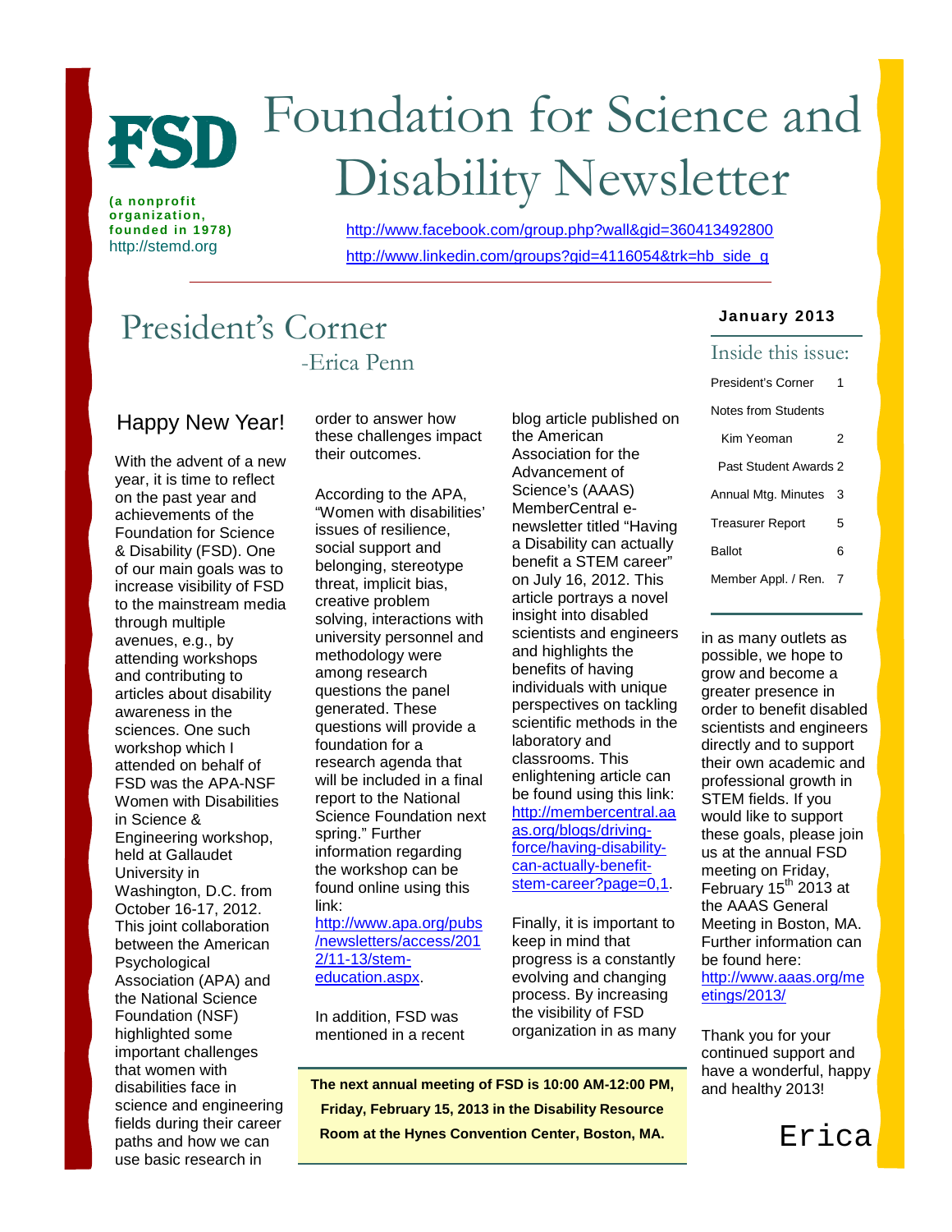# FSD Foundation for Science and Disability Newsletter

(a nonprofit organization, founded in 1978)
http://stemd.org

http://www.facebook.com/group.php?wall&gid=360413492800
http://www.linkedin.com/groups?gid=4116054&trk=hb_side_g

**January 2013**

### Inside this issue:

| | |
|---|---|
| President's Corner | 1 |
| Notes from Students | |
| Kim Yeoman | 2 |
| Past Student Awards | 2 |
| Annual Mtg. Minutes | 3 |
| Treasurer Report | 5 |
| Ballot | 6 |
| Member Appl. / Ren. | 7 |

## President's Corner

-Erica Penn

### Happy New Year!

With the advent of a new year, it is time to reflect on the past year and achievements of the Foundation for Science & Disability (FSD). One of our main goals was to increase visibility of FSD to the mainstream media through multiple avenues, e.g., by attending workshops and contributing to articles about disability awareness in the sciences. One such workshop which I attended on behalf of FSD was the APA-NSF Women with Disabilities in Science & Engineering workshop, held at Gallaudet University in Washington, D.C. from October 16-17, 2012. This joint collaboration between the American Psychological Association (APA) and the National Science Foundation (NSF) highlighted some important challenges that women with disabilities face in science and engineering fields during their career paths and how we can use basic research in order to answer how these challenges impact their outcomes.

According to the APA, "Women with disabilities' issues of resilience, social support and belonging, stereotype threat, implicit bias, creative problem solving, interactions with university personnel and methodology were among research questions the panel generated. These questions will provide a foundation for a research agenda that will be included in a final report to the National Science Foundation next spring." Further information regarding the workshop can be found online using this link: http://www.apa.org/pubs/newsletters/access/2012/11-13/stem-education.aspx.

In addition, FSD was mentioned in a recent blog article published on the American Association for the Advancement of Science's (AAAS) MemberCentral e-newsletter titled "Having a Disability can actually benefit a STEM career" on July 16, 2012. This article portrays a novel insight into disabled scientists and engineers and highlights the benefits of having individuals with unique perspectives on tackling scientific methods in the laboratory and classrooms. This enlightening article can be found using this link: http://membercentral.aaas.org/blogs/driving-force/having-disability-can-actually-benefit-stem-career?page=0,1.

Finally, it is important to keep in mind that progress is a constantly evolving and changing process. By increasing the visibility of FSD organization in as many outlets as possible, we hope to grow and become a greater presence in order to benefit disabled scientists and engineers directly and to support their own academic and professional growth in STEM fields. If you would like to support these goals, please join us at the annual FSD meeting on Friday, February 15th 2013 at the AAAS General Meeting in Boston, MA. Further information can be found here: http://www.aaas.org/meetings/2013/

Thank you for your continued support and have a wonderful, happy and healthy 2013!

Erica

**The next annual meeting of FSD is 10:00 AM-12:00 PM, Friday, February 15, 2013 in the Disability Resource Room at the Hynes Convention Center, Boston, MA.**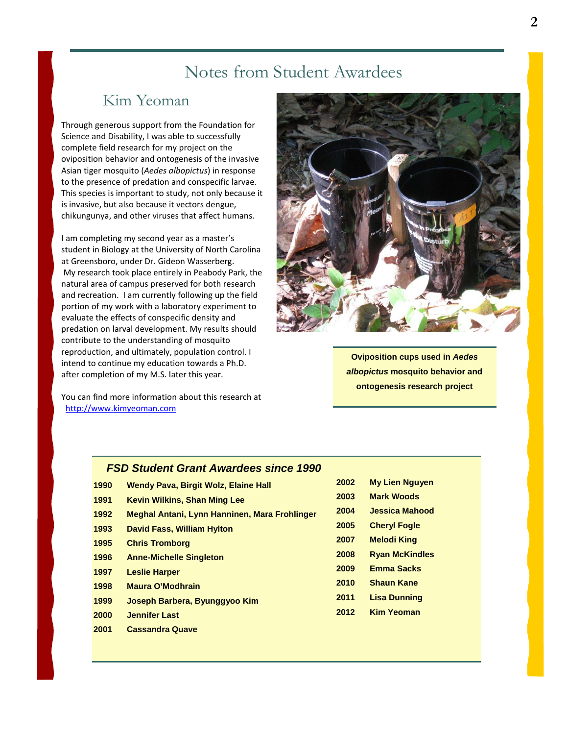# Notes from Student Awardees

## Kim Yeoman

Through generous support from the Foundation for Science and Disability, I was able to successfully complete field research for my project on the oviposition behavior and ontogenesis of the invasive Asian tiger mosquito (*Aedes albopictus*) in response to the presence of predation and conspecific larvae. This species is important to study, not only because it is invasive, but also because it vectors dengue, chikungunya, and other viruses that affect humans.

I am completing my second year as a master's student in Biology at the University of North Carolina at Greensboro, under Dr. Gideon Wasserberg. My research took place entirely in Peabody Park, the natural area of campus preserved for both research and recreation. I am currently following up the field portion of my work with a laboratory experiment to evaluate the effects of conspecific density and predation on larval development. My results should contribute to the understanding of mosquito reproduction, and ultimately, population control. I intend to continue my education towards a Ph.D. after completion of my M.S. later this year.

You can find more information about this research at [http://www.kimyeoman.com](http://www.kimyeoman.com)

**Oviposition cups used in *Aedes albopictus* mosquito behavior and ontogenesis research project**

### *FSD Student Grant Awardees since 1990*

| Year | Awardees |
|---|---|
| **1990** | **Wendy Pava, Birgit Wolz, Elaine Hall** |
| **1991** | **Kevin Wilkins, Shan Ming Lee** |
| **1992** | **Meghal Antani, Lynn Hanninen, Mara Frohlinger** |
| **1993** | **David Fass, William Hylton** |
| **1995** | **Chris Tromborg** |
| **1996** | **Anne-Michelle Singleton** |
| **1997** | **Leslie Harper** |
| **1998** | **Maura O'Modhrain** |
| **1999** | **Joseph Barbera, Byunggyoo Kim** |
| **2000** | **Jennifer Last** |
| **2001** | **Cassandra Quave** |
| **2002** | **My Lien Nguyen** |
| **2003** | **Mark Woods** |
| **2004** | **Jessica Mahood** |
| **2005** | **Cheryl Fogle** |
| **2007** | **Melodi King** |
| **2008** | **Ryan McKindles** |
| **2009** | **Emma Sacks** |
| **2010** | **Shaun Kane** |
| **2011** | **Lisa Dunning** |
| **2012** | **Kim Yeoman** |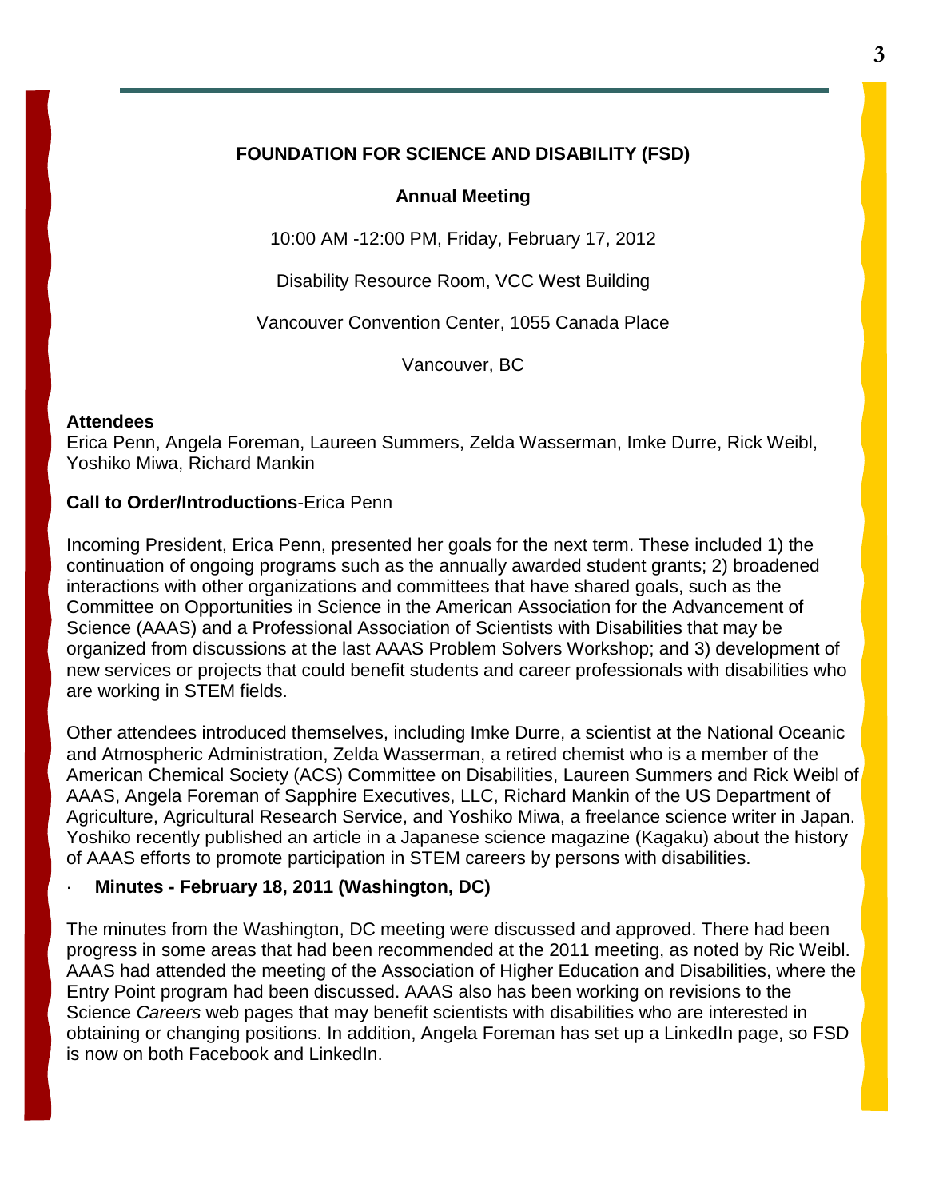## FOUNDATION FOR SCIENCE AND DISABILITY (FSD)

### Annual Meeting

10:00 AM -12:00 PM, Friday, February 17, 2012

Disability Resource Room, VCC West Building

Vancouver Convention Center, 1055 Canada Place

Vancouver, BC

**Attendees**
Erica Penn, Angela Foreman, Laureen Summers, Zelda Wasserman, Imke Durre, Rick Weibl, Yoshiko Miwa, Richard Mankin

**Call to Order/Introductions**-Erica Penn

Incoming President, Erica Penn, presented her goals for the next term. These included 1) the continuation of ongoing programs such as the annually awarded student grants; 2) broadened interactions with other organizations and committees that have shared goals, such as the Committee on Opportunities in Science in the American Association for the Advancement of Science (AAAS) and a Professional Association of Scientists with Disabilities that may be organized from discussions at the last AAAS Problem Solvers Workshop; and 3) development of new services or projects that could benefit students and career professionals with disabilities who are working in STEM fields.

Other attendees introduced themselves, including Imke Durre, a scientist at the National Oceanic and Atmospheric Administration, Zelda Wasserman, a retired chemist who is a member of the American Chemical Society (ACS) Committee on Disabilities, Laureen Summers and Rick Weibl of AAAS, Angela Foreman of Sapphire Executives, LLC, Richard Mankin of the US Department of Agriculture, Agricultural Research Service, and Yoshiko Miwa, a freelance science writer in Japan. Yoshiko recently published an article in a Japanese science magazine (Kagaku) about the history of AAAS efforts to promote participation in STEM careers by persons with disabilities.

- **Minutes - February 18, 2011 (Washington, DC)**

The minutes from the Washington, DC meeting were discussed and approved. There had been progress in some areas that had been recommended at the 2011 meeting, as noted by Ric Weibl. AAAS had attended the meeting of the Association of Higher Education and Disabilities, where the Entry Point program had been discussed. AAAS also has been working on revisions to the Science *Careers* web pages that may benefit scientists with disabilities who are interested in obtaining or changing positions. In addition, Angela Foreman has set up a LinkedIn page, so FSD is now on both Facebook and LinkedIn.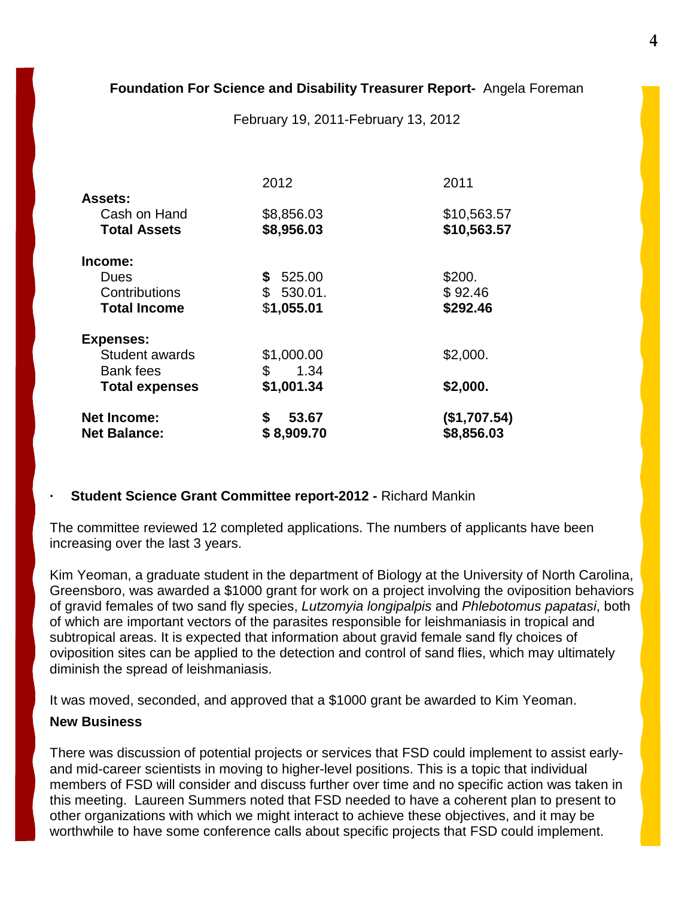**Foundation For Science and Disability Treasurer Report-** Angela Foreman

February 19, 2011-February 13, 2012

| | 2012 | 2011 |
|---|---|---|
| **Assets:** | | |
| Cash on Hand | $8,856.03 | $10,563.57 |
| **Total Assets** | **$8,956.03** | **$10,563.57** |
| **Income:** | | |
| Dues | **$** 525.00 | $200. |
| Contributions | $ 530.01. | $ 92.46 |
| **Total Income** | $**1,055.01** | **$292.46** |
| **Expenses:** | | |
| Student awards | $1,000.00 | $2,000. |
| Bank fees | $ 1.34 | |
| **Total expenses** | **$1,001.34** | **$2,000.** |
| **Net Income:** | **$ 53.67** | **($1,707.54)** |
| **Net Balance:** | **$ 8,909.70** | **$8,856.03** |

- **Student Science Grant Committee report-2012 -** Richard Mankin

The committee reviewed 12 completed applications. The numbers of applicants have been increasing over the last 3 years.

Kim Yeoman, a graduate student in the department of Biology at the University of North Carolina, Greensboro, was awarded a $1000 grant for work on a project involving the oviposition behaviors of gravid females of two sand fly species, *Lutzomyia longipalpis* and *Phlebotomus papatasi*, both of which are important vectors of the parasites responsible for leishmaniasis in tropical and subtropical areas. It is expected that information about gravid female sand fly choices of oviposition sites can be applied to the detection and control of sand flies, which may ultimately diminish the spread of leishmaniasis.

It was moved, seconded, and approved that a $1000 grant be awarded to Kim Yeoman.

**New Business**

There was discussion of potential projects or services that FSD could implement to assist early- and mid-career scientists in moving to higher-level positions. This is a topic that individual members of FSD will consider and discuss further over time and no specific action was taken in this meeting. Laureen Summers noted that FSD needed to have a coherent plan to present to other organizations with which we might interact to achieve these objectives, and it may be worthwhile to have some conference calls about specific projects that FSD could implement.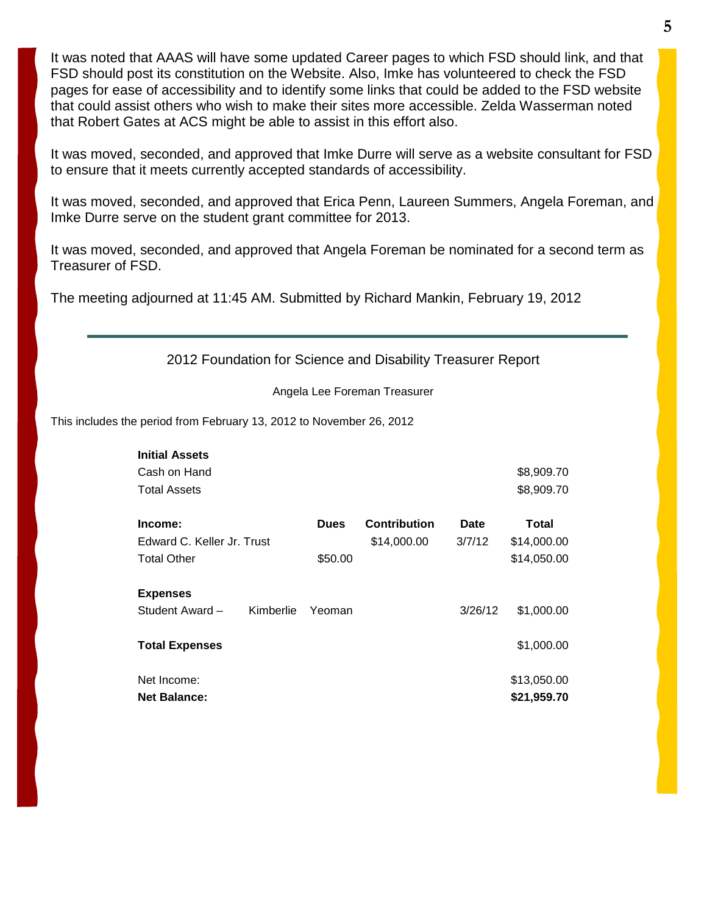It was noted that AAAS will have some updated Career pages to which FSD should link, and that FSD should post its constitution on the Website. Also, Imke has volunteered to check the FSD pages for ease of accessibility and to identify some links that could be added to the FSD website that could assist others who wish to make their sites more accessible. Zelda Wasserman noted that Robert Gates at ACS might be able to assist in this effort also.

It was moved, seconded, and approved that Imke Durre will serve as a website consultant for FSD to ensure that it meets currently accepted standards of accessibility.

It was moved, seconded, and approved that Erica Penn, Laureen Summers, Angela Foreman, and Imke Durre serve on the student grant committee for 2013.

It was moved, seconded, and approved that Angela Foreman be nominated for a second term as Treasurer of FSD.

The meeting adjourned at 11:45 AM. Submitted by Richard Mankin, February 19, 2012

---

## 2012 Foundation for Science and Disability Treasurer Report

Angela Lee Foreman Treasurer

This includes the period from February 13, 2012 to November 26, 2012

| **Initial Assets** | | | | |
|---|---|---|---|---|
| Cash on Hand | | | | $8,909.70 |
| Total Assets | | | | $8,909.70 |
| **Income:** | **Dues** | **Contribution** | **Date** | **Total** |
| Edward C. Keller Jr. Trust | | $14,000.00 | 3/7/12 | $14,000.00 |
| Total Other | $50.00 | | | $14,050.00 |
| **Expenses** | | | | |
| Student Award – Kimberlie | Yeoman | | 3/26/12 | $1,000.00 |
| **Total Expenses** | | | | $1,000.00 |
| Net Income: | | | | $13,050.00 |
| **Net Balance:** | | | | **$21,959.70** |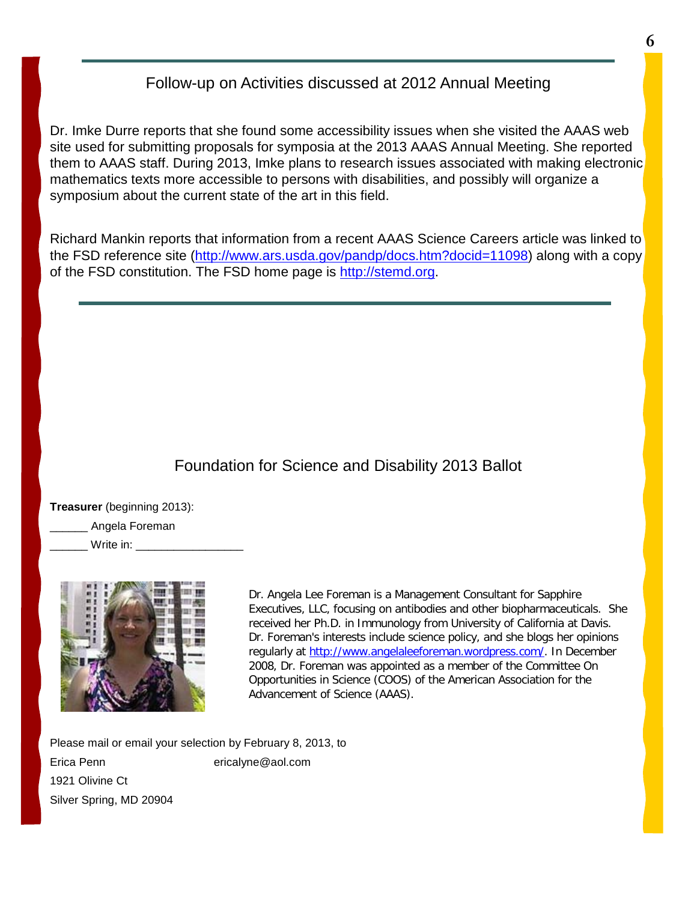## Follow-up on Activities discussed at 2012 Annual Meeting

Dr. Imke Durre reports that she found some accessibility issues when she visited the AAAS web site used for submitting proposals for symposia at the 2013 AAAS Annual Meeting. She reported them to AAAS staff. During 2013, Imke plans to research issues associated with making electronic mathematics texts more accessible to persons with disabilities, and possibly will organize a symposium about the current state of the art in this field.

Richard Mankin reports that information from a recent AAAS Science Careers article was linked to the FSD reference site (http://www.ars.usda.gov/pandp/docs.htm?docid=11098) along with a copy of the FSD constitution. The FSD home page is http://stemd.org.

## Foundation for Science and Disability 2013 Ballot

**Treasurer** (beginning 2013):

______ Angela Foreman

______ Write in: ________________

Dr. Angela Lee Foreman is a Management Consultant for Sapphire Executives, LLC, focusing on antibodies and other biopharmaceuticals. She received her Ph.D. in Immunology from University of California at Davis. Dr. Foreman's interests include science policy, and she blogs her opinions regularly at http://www.angelaleeforeman.wordpress.com/. In December 2008, Dr. Foreman was appointed as a member of the Committee On Opportunities in Science (COOS) of the American Association for the Advancement of Science (AAAS).

Please mail or email your selection by February 8, 2013, to

Erica Penn ericalyne@aol.com

1921 Olivine Ct

Silver Spring, MD 20904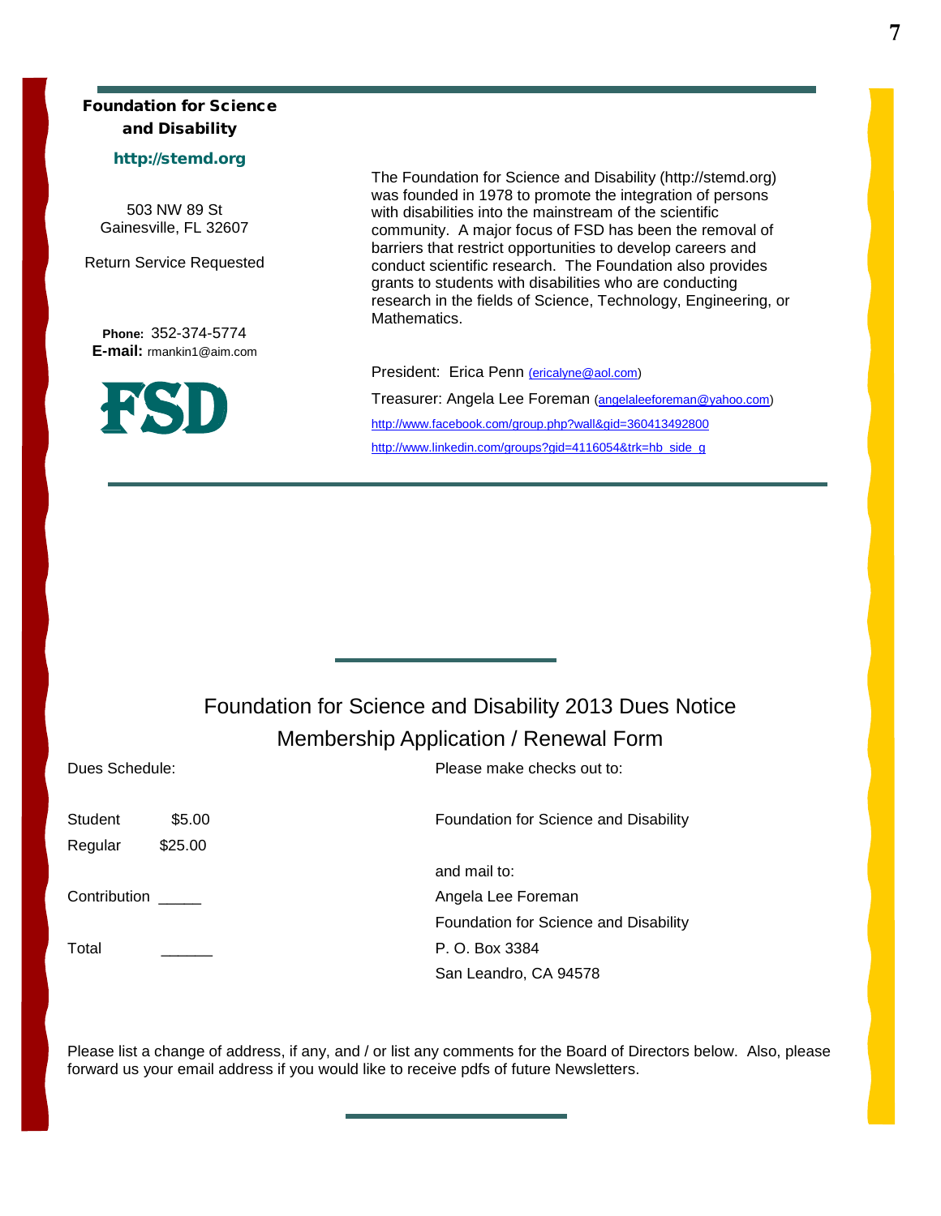**Foundation for Science and Disability**

**http://stemd.org**

503 NW 89 St
Gainesville, FL 32607

Return Service Requested

**Phone:** 352-374-5774
**E-mail:** rmankin1@aim.com

FSD

The Foundation for Science and Disability (http://stemd.org) was founded in 1978 to promote the integration of persons with disabilities into the mainstream of the scientific community. A major focus of FSD has been the removal of barriers that restrict opportunities to develop careers and conduct scientific research. The Foundation also provides grants to students with disabilities who are conducting research in the fields of Science, Technology, Engineering, or Mathematics.

President: Erica Penn (ericalyne@aol.com)

Treasurer: Angela Lee Foreman (angelaleeforeman@yahoo.com)

http://www.facebook.com/group.php?wall&gid=360413492800

http://www.linkedin.com/groups?gid=4116054&trk=hb_side_g

---

## Foundation for Science and Disability 2013 Dues Notice

## Membership Application / Renewal Form

Dues Schedule:

Student $5.00

Regular $25.00

Contribution _____

Total ______

Please make checks out to:

Foundation for Science and Disability

and mail to:

Angela Lee Foreman
Foundation for Science and Disability
P. O. Box 3384
San Leandro, CA 94578

Please list a change of address, if any, and / or list any comments for the Board of Directors below. Also, please forward us your email address if you would like to receive pdfs of future Newsletters.